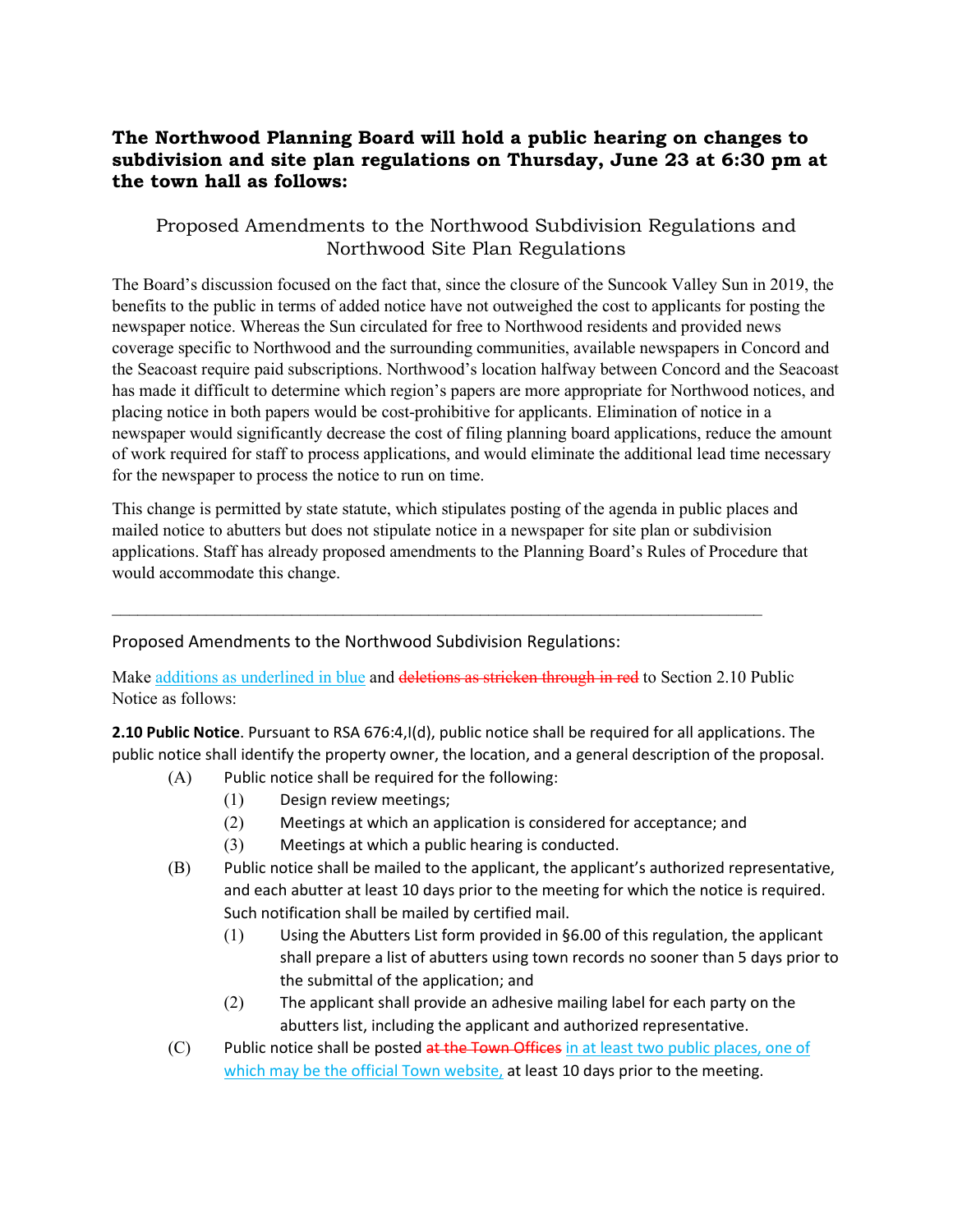**The Northwood Planning Board will hold a public hearing on changes to subdivision and site plan regulations on Thursday, June 23 at 6:30 pm at the town hall as follows:**

## Proposed Amendments to the Northwood Subdivision Regulations and Northwood Site Plan Regulations

The Board's discussion focused on the fact that, since the closure of the Suncook Valley Sun in 2019, the benefits to the public in terms of added notice have not outweighed the cost to applicants for posting the newspaper notice. Whereas the Sun circulated for free to Northwood residents and provided news coverage specific to Northwood and the surrounding communities, available newspapers in Concord and the Seacoast require paid subscriptions. Northwood's location halfway between Concord and the Seacoast has made it difficult to determine which region's papers are more appropriate for Northwood notices, and placing notice in both papers would be cost-prohibitive for applicants. Elimination of notice in a newspaper would significantly decrease the cost of filing planning board applications, reduce the amount of work required for staff to process applications, and would eliminate the additional lead time necessary for the newspaper to process the notice to run on time.

This change is permitted by state statute, which stipulates posting of the agenda in public places and mailed notice to abutters but does not stipulate notice in a newspaper for site plan or subdivision applications. Staff has already proposed amendments to the Planning Board's Rules of Procedure that would accommodate this change.

---

### Proposed Amendments to the Northwood Subdivision Regulations:

Make <u>additions as underlined in blue</u> and ~~deletions as stricken through in red~~ to Section 2.10 Public Notice as follows:

**2.10 Public Notice**. Pursuant to RSA 676:4,I(d), public notice shall be required for all applications. The public notice shall identify the property owner, the location, and a general description of the proposal.

- (A) Public notice shall be required for the following:
  - (1) Design review meetings;
  - (2) Meetings at which an application is considered for acceptance; and
  - (3) Meetings at which a public hearing is conducted.
- (B) Public notice shall be mailed to the applicant, the applicant's authorized representative, and each abutter at least 10 days prior to the meeting for which the notice is required. Such notification shall be mailed by certified mail.
  - (1) Using the Abutters List form provided in §6.00 of this regulation, the applicant shall prepare a list of abutters using town records no sooner than 5 days prior to the submittal of the application; and
  - (2) The applicant shall provide an adhesive mailing label for each party on the abutters list, including the applicant and authorized representative.
- (C) Public notice shall be posted ~~at the Town Offices~~ <u>in at least two public places, one of which may be the official Town website,</u> at least 10 days prior to the meeting.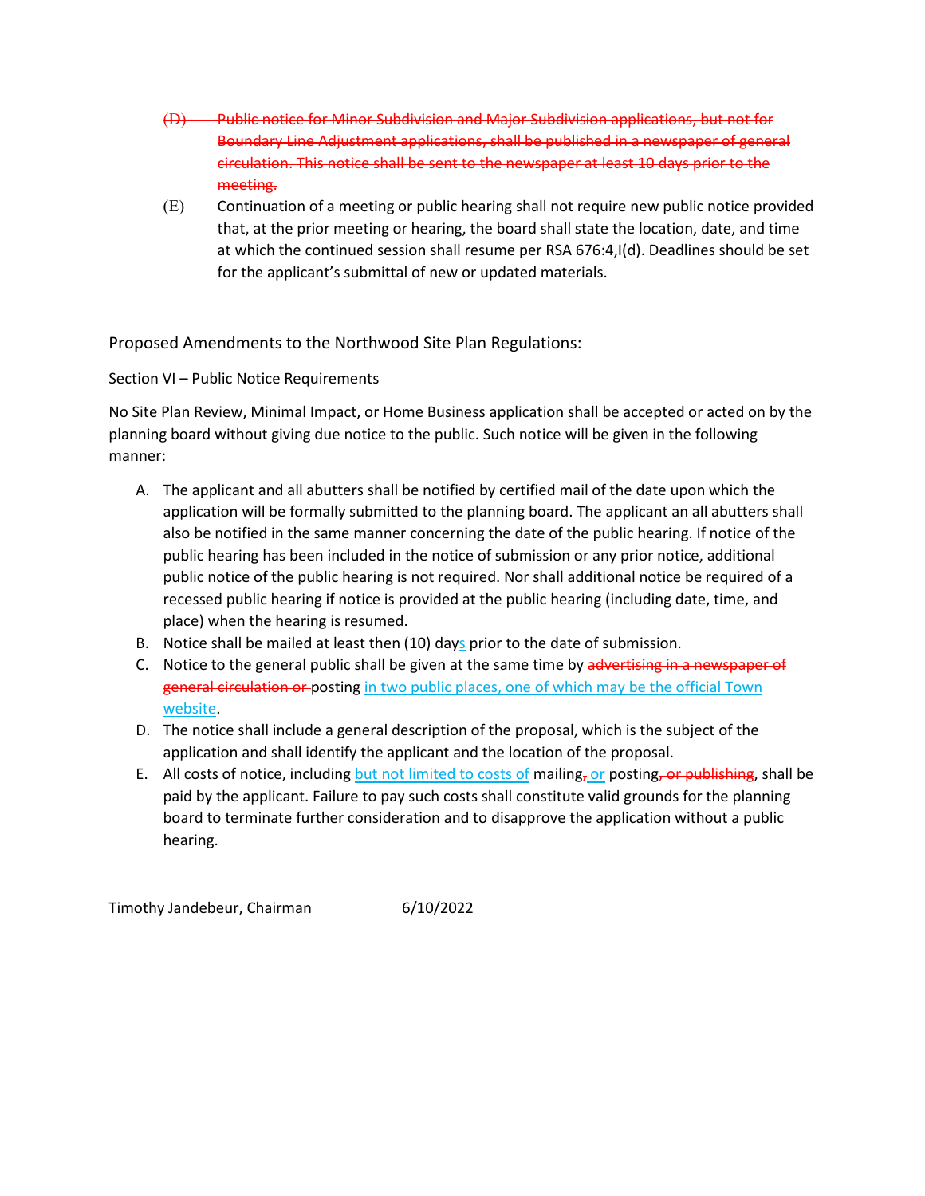~~(D) Public notice for Minor Subdivision and Major Subdivision applications, but not for Boundary Line Adjustment applications, shall be published in a newspaper of general circulation. This notice shall be sent to the newspaper at least 10 days prior to the meeting.~~

(E) Continuation of a meeting or public hearing shall not require new public notice provided that, at the prior meeting or hearing, the board shall state the location, date, and time at which the continued session shall resume per RSA 676:4,I(d). Deadlines should be set for the applicant's submittal of new or updated materials.

Proposed Amendments to the Northwood Site Plan Regulations:

Section VI – Public Notice Requirements

No Site Plan Review, Minimal Impact, or Home Business application shall be accepted or acted on by the planning board without giving due notice to the public. Such notice will be given in the following manner:

A. The applicant and all abutters shall be notified by certified mail of the date upon which the application will be formally submitted to the planning board. The applicant an all abutters shall also be notified in the same manner concerning the date of the public hearing. If notice of the public hearing has been included in the notice of submission or any prior notice, additional public notice of the public hearing is not required. Nor shall additional notice be required of a recessed public hearing if notice is provided at the public hearing (including date, time, and place) when the hearing is resumed.
B. Notice shall be mailed at least then (10) days prior to the date of submission.
C. Notice to the general public shall be given at the same time by ~~advertising in a newspaper of general circulation or~~ posting in two public places, one of which may be the official Town website.
D. The notice shall include a general description of the proposal, which is the subject of the application and shall identify the applicant and the location of the proposal.
E. All costs of notice, including but not limited to costs of mailing~~,~~ or posting~~, or publishing~~, shall be paid by the applicant. Failure to pay such costs shall constitute valid grounds for the planning board to terminate further consideration and to disapprove the application without a public hearing.

Timothy Jandebeur, Chairman 6/10/2022